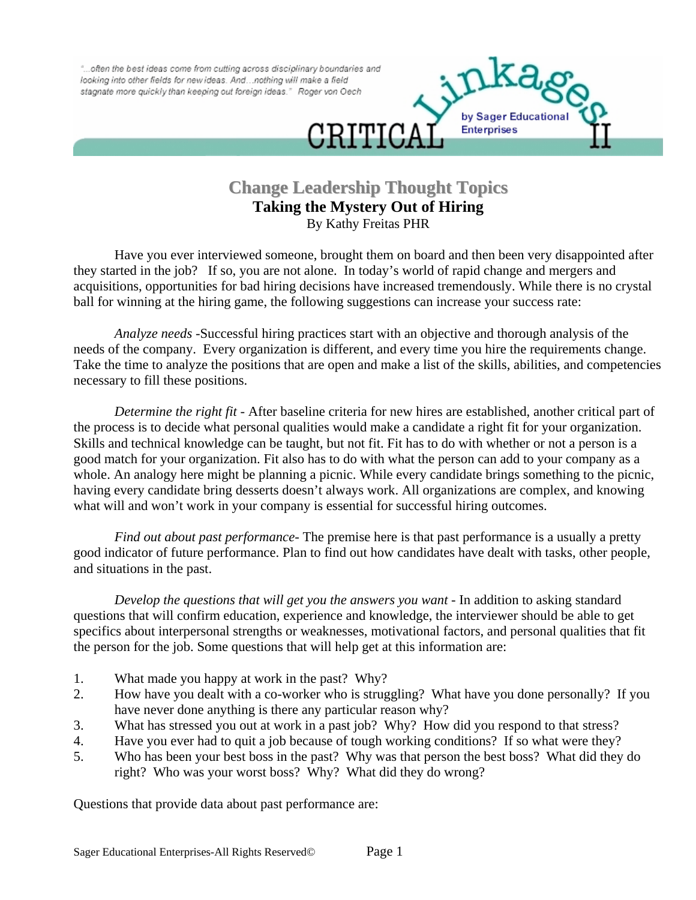"...often the best ideas come from cutting across disciplinary boundaries and looking into other fields for new ideas. And...nothing will make a field stagnate more quickly than keeping out foreign ideas." Roger von Oech

CRITICAL Linkages II by Sager Educational Enterprises

# Change Leadership Thought Topics

## Taking the Mystery Out of Hiring

By Kathy Freitas PHR

Have you ever interviewed someone, brought them on board and then been very disappointed after they started in the job? If so, you are not alone. In today's world of rapid change and mergers and acquisitions, opportunities for bad hiring decisions have increased tremendously. While there is no crystal ball for winning at the hiring game, the following suggestions can increase your success rate:

*Analyze needs* -Successful hiring practices start with an objective and thorough analysis of the needs of the company. Every organization is different, and every time you hire the requirements change. Take the time to analyze the positions that are open and make a list of the skills, abilities, and competencies necessary to fill these positions.

*Determine the right fit* - After baseline criteria for new hires are established, another critical part of the process is to decide what personal qualities would make a candidate a right fit for your organization. Skills and technical knowledge can be taught, but not fit. Fit has to do with whether or not a person is a good match for your organization. Fit also has to do with what the person can add to your company as a whole. An analogy here might be planning a picnic. While every candidate brings something to the picnic, having every candidate bring desserts doesn't always work. All organizations are complex, and knowing what will and won't work in your company is essential for successful hiring outcomes.

*Find out about past performance*- The premise here is that past performance is a usually a pretty good indicator of future performance. Plan to find out how candidates have dealt with tasks, other people, and situations in the past.

*Develop the questions that will get you the answers you want* - In addition to asking standard questions that will confirm education, experience and knowledge, the interviewer should be able to get specifics about interpersonal strengths or weaknesses, motivational factors, and personal qualities that fit the person for the job. Some questions that will help get at this information are:

1. What made you happy at work in the past? Why?
2. How have you dealt with a co-worker who is struggling? What have you done personally? If you have never done anything is there any particular reason why?
3. What has stressed you out at work in a past job? Why? How did you respond to that stress?
4. Have you ever had to quit a job because of tough working conditions? If so what were they?
5. Who has been your best boss in the past? Why was that person the best boss? What did they do right? Who was your worst boss? Why? What did they do wrong?

Questions that provide data about past performance are: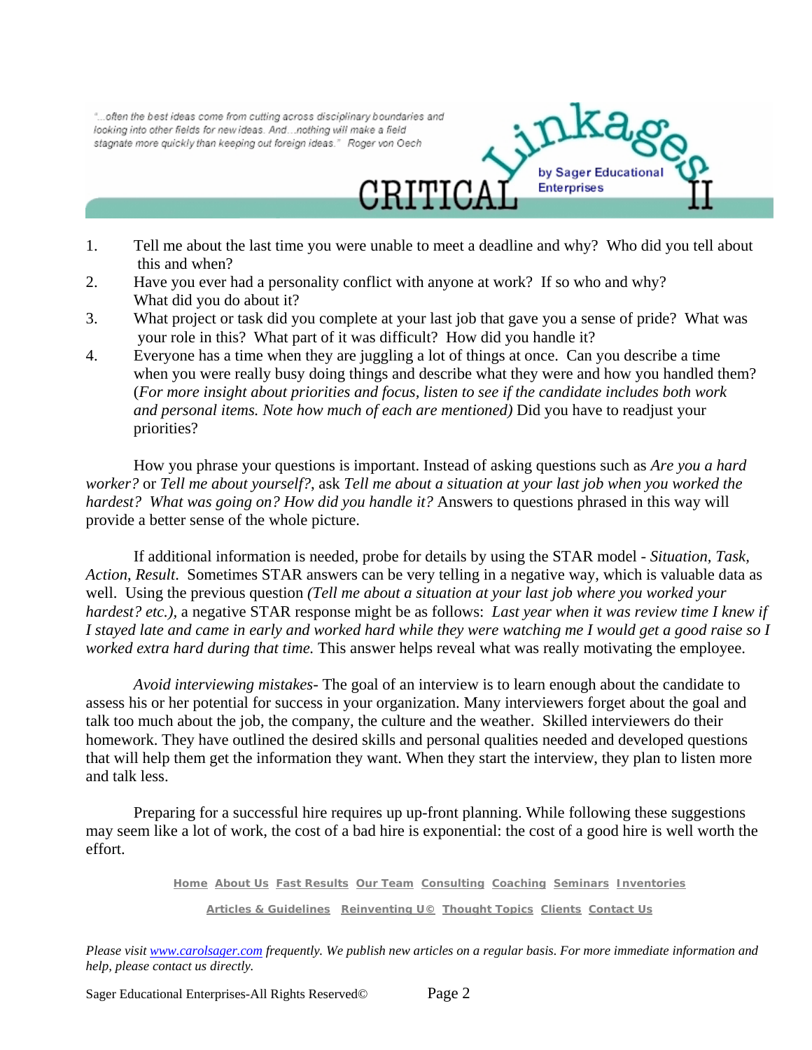"...often the best ideas come from cutting across disciplinary boundaries and looking into other fields for new ideas. And...nothing will make a field stagnate more quickly than keeping out foreign ideas." Roger von Oech

CRITICAL Linkages II by Sager Educational Enterprises

1. Tell me about the last time you were unable to meet a deadline and why? Who did you tell about this and when?
2. Have you ever had a personality conflict with anyone at work? If so who and why? What did you do about it?
3. What project or task did you complete at your last job that gave you a sense of pride? What was your role in this? What part of it was difficult? How did you handle it?
4. Everyone has a time when they are juggling a lot of things at once. Can you describe a time when you were really busy doing things and describe what they were and how you handled them? (*For more insight about priorities and focus, listen to see if the candidate includes both work and personal items. Note how much of each are mentioned)* Did you have to readjust your priorities?

How you phrase your questions is important. Instead of asking questions such as *Are you a hard worker?* or *Tell me about yourself?*, ask *Tell me about a situation at your last job when you worked the hardest? What was going on? How did you handle it?* Answers to questions phrased in this way will provide a better sense of the whole picture.

If additional information is needed, probe for details by using the STAR model - *Situation, Task, Action, Result*. Sometimes STAR answers can be very telling in a negative way, which is valuable data as well. Using the previous question *(Tell me about a situation at your last job where you worked your hardest? etc.),* a negative STAR response might be as follows: *Last year when it was review time I knew if I stayed late and came in early and worked hard while they were watching me I would get a good raise so I worked extra hard during that time.* This answer helps reveal what was really motivating the employee.

*Avoid interviewing mistakes*- The goal of an interview is to learn enough about the candidate to assess his or her potential for success in your organization. Many interviewers forget about the goal and talk too much about the job, the company, the culture and the weather. Skilled interviewers do their homework. They have outlined the desired skills and personal qualities needed and developed questions that will help them get the information they want. When they start the interview, they plan to listen more and talk less.

Preparing for a successful hire requires up up-front planning. While following these suggestions may seem like a lot of work, the cost of a bad hire is exponential: the cost of a good hire is well worth the effort.

Home About Us Fast Results Our Team Consulting Coaching Seminars Inventories

Articles & Guidelines Reinventing U© Thought Topics Clients Contact Us

*Please visit [www.carolsager.com](http://www.carolsager.com) frequently. We publish new articles on a regular basis. For more immediate information and help, please contact us directly.*

Sager Educational Enterprises-All Rights Reserved©